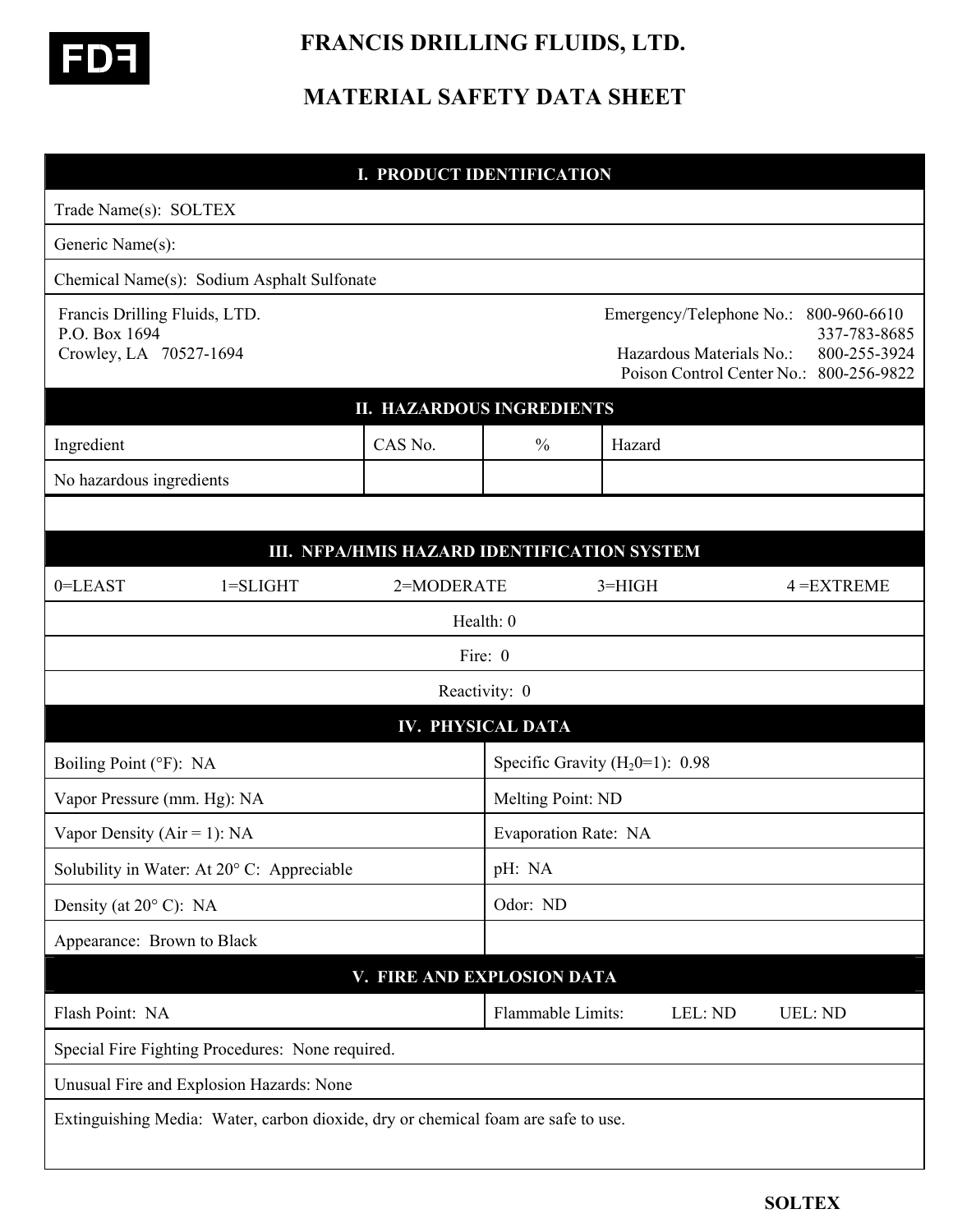FDF

# FRANCIS DRILLING FLUIDS, LTD.

# MATERIAL SAFETY DATA SHEET

## I. PRODUCT IDENTIFICATION

Trade Name(s): SOLTEX

Generic Name(s):

Chemical Name(s): Sodium Asphalt Sulfonate

Francis Drilling Fluids, LTD.
P.O. Box 1694
Crowley, LA 70527-1694

Emergency/Telephone No.: 800-960-6610
337-783-8685
Hazardous Materials No.: 800-255-3924
Poison Control Center No.: 800-256-9822

## II. HAZARDOUS INGREDIENTS

| Ingredient | CAS No. | % | Hazard |
| --- | --- | --- | --- |
| No hazardous ingredients | | | |

## III. NFPA/HMIS HAZARD IDENTIFICATION SYSTEM

0=LEAST 1=SLIGHT 2=MODERATE 3=HIGH 4 =EXTREME

Health: 0

Fire: 0

Reactivity: 0

## IV. PHYSICAL DATA

| | |
| --- | --- |
| Boiling Point (°F): NA | Specific Gravity ($H_20$=1): 0.98 |
| Vapor Pressure (mm. Hg): NA | Melting Point: ND |
| Vapor Density (Air = 1): NA | Evaporation Rate: NA |
| Solubility in Water: At 20° C: Appreciable | pH: NA |
| Density (at 20° C): NA | Odor: ND |
| Appearance: Brown to Black | |

## V. FIRE AND EXPLOSION DATA

Flash Point: NA

Flammable Limits: LEL: ND UEL: ND

Special Fire Fighting Procedures: None required.

Unusual Fire and Explosion Hazards: None

Extinguishing Media: Water, carbon dioxide, dry or chemical foam are safe to use.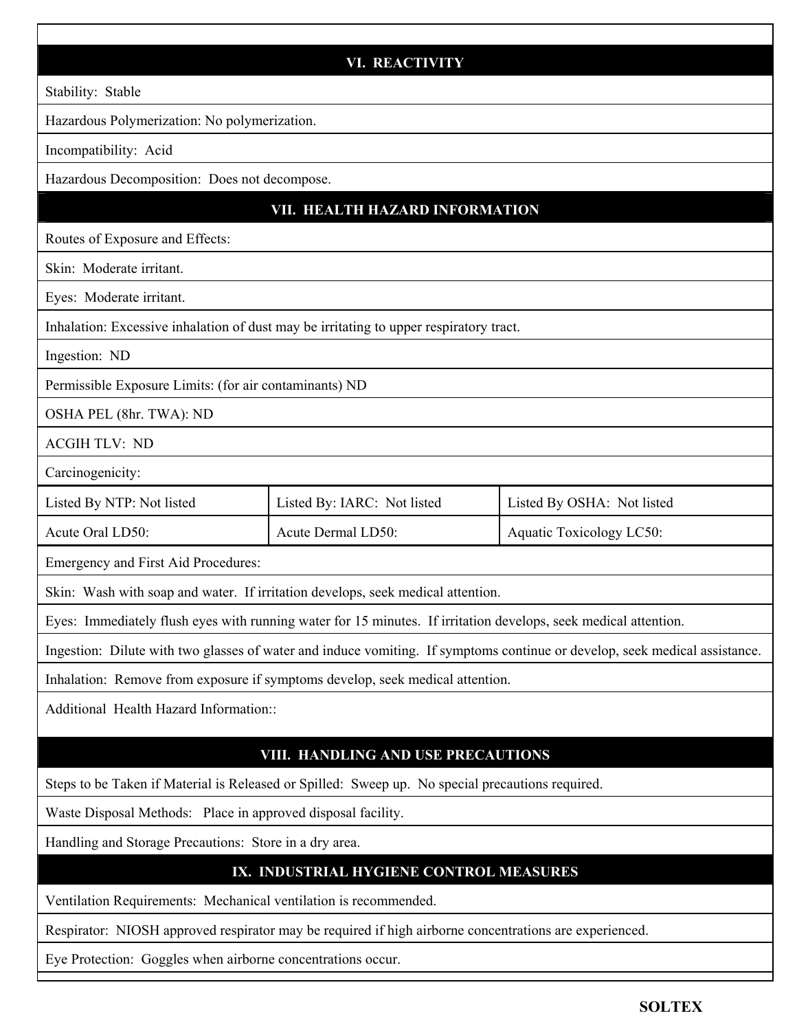## VI. REACTIVITY

Stability: Stable

Hazardous Polymerization: No polymerization.

Incompatibility: Acid

Hazardous Decomposition: Does not decompose.

## VII. HEALTH HAZARD INFORMATION

Routes of Exposure and Effects:

Skin: Moderate irritant.

Eyes: Moderate irritant.

Inhalation: Excessive inhalation of dust may be irritating to upper respiratory tract.

Ingestion: ND

Permissible Exposure Limits: (for air contaminants) ND

OSHA PEL (8hr. TWA): ND

ACGIH TLV: ND

Carcinogenicity:

| Listed By NTP: Not listed | Listed By: IARC: Not listed | Listed By OSHA: Not listed |
|---|---|---|
| Acute Oral LD50: | Acute Dermal LD50: | Aquatic Toxicology LC50: |

Emergency and First Aid Procedures:

Skin: Wash with soap and water. If irritation develops, seek medical attention.

Eyes: Immediately flush eyes with running water for 15 minutes. If irritation develops, seek medical attention.

Ingestion: Dilute with two glasses of water and induce vomiting. If symptoms continue or develop, seek medical assistance.

Inhalation: Remove from exposure if symptoms develop, seek medical attention.

Additional Health Hazard Information::

## VIII. HANDLING AND USE PRECAUTIONS

Steps to be Taken if Material is Released or Spilled: Sweep up. No special precautions required.

Waste Disposal Methods: Place in approved disposal facility.

Handling and Storage Precautions: Store in a dry area.

## IX. INDUSTRIAL HYGIENE CONTROL MEASURES

Ventilation Requirements: Mechanical ventilation is recommended.

Respirator: NIOSH approved respirator may be required if high airborne concentrations are experienced.

Eye Protection: Goggles when airborne concentrations occur.

**SOLTEX**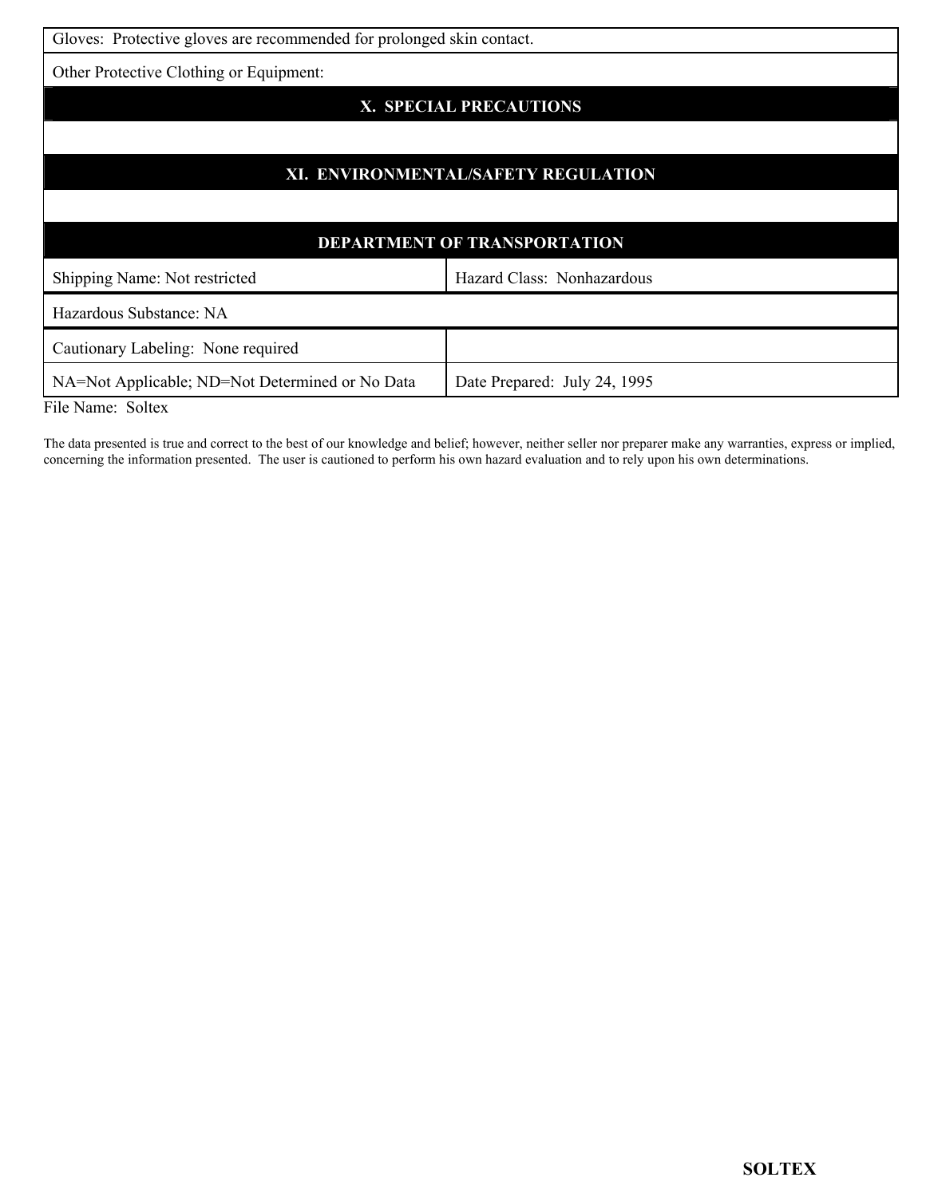Gloves: Protective gloves are recommended for prolonged skin contact.

Other Protective Clothing or Equipment:

## X. SPECIAL PRECAUTIONS

## XI. ENVIRONMENTAL/SAFETY REGULATION

## DEPARTMENT OF TRANSPORTATION

| | |
|---|---|
| Shipping Name: Not restricted | Hazard Class: Nonhazardous |
| Hazardous Substance: NA | |
| Cautionary Labeling: None required | |
| NA=Not Applicable; ND=Not Determined or No Data | Date Prepared: July 24, 1995 |

File Name: Soltex

The data presented is true and correct to the best of our knowledge and belief; however, neither seller nor preparer make any warranties, express or implied, concerning the information presented. The user is cautioned to perform his own hazard evaluation and to rely upon his own determinations.

**SOLTEX**